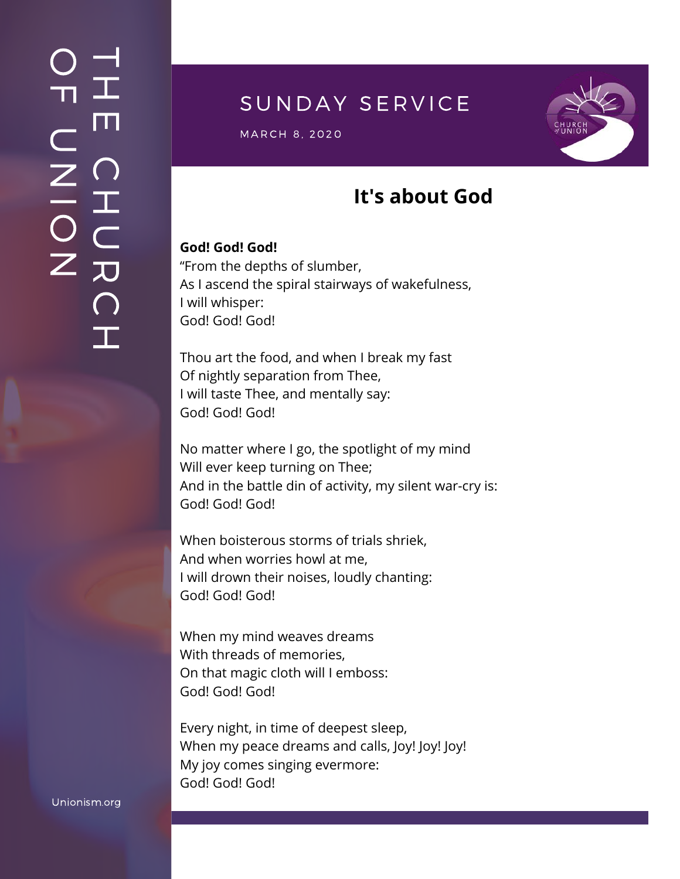THE CHURCH OF UNION

# SUNDAY SERVICE

MARCH 8, 2020

## It's about God

**God! God! God!**

"From the depths of slumber,
As I ascend the spiral stairways of wakefulness,
I will whisper:
God! God! God!

Thou art the food, and when I break my fast
Of nightly separation from Thee,
I will taste Thee, and mentally say:
God! God! God!

No matter where I go, the spotlight of my mind
Will ever keep turning on Thee;
And in the battle din of activity, my silent war-cry is:
God! God! God!

When boisterous storms of trials shriek,
And when worries howl at me,
I will drown their noises, loudly chanting:
God! God! God!

When my mind weaves dreams
With threads of memories,
On that magic cloth will I emboss:
God! God! God!

Every night, in time of deepest sleep,
When my peace dreams and calls, Joy! Joy! Joy!
My joy comes singing evermore:
God! God! God!

Unionism.org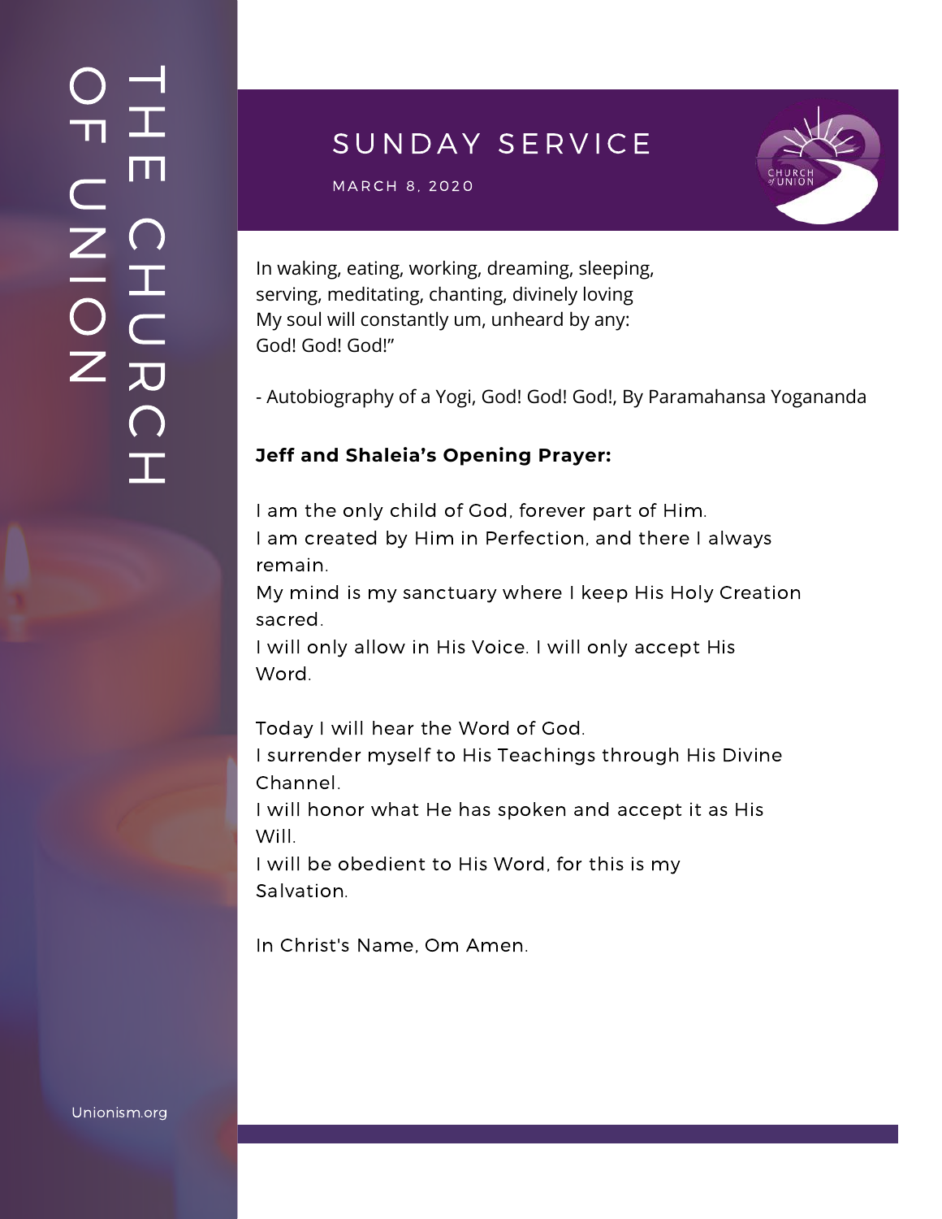## SUNDAY SERVICE

MARCH 8, 2020

In waking, eating, working, dreaming, sleeping,
serving, meditating, chanting, divinely loving
My soul will constantly um, unheard by any:
God! God! God!"

- Autobiography of a Yogi, God! God! God!, By Paramahansa Yogananda

**Jeff and Shaleia's Opening Prayer:**

I am the only child of God, forever part of Him.
I am created by Him in Perfection, and there I always remain.
My mind is my sanctuary where I keep His Holy Creation sacred.
I will only allow in His Voice. I will only accept His Word.

Today I will hear the Word of God.
I surrender myself to His Teachings through His Divine Channel.
I will honor what He has spoken and accept it as His Will.
I will be obedient to His Word, for this is my Salvation.

In Christ's Name, Om Amen.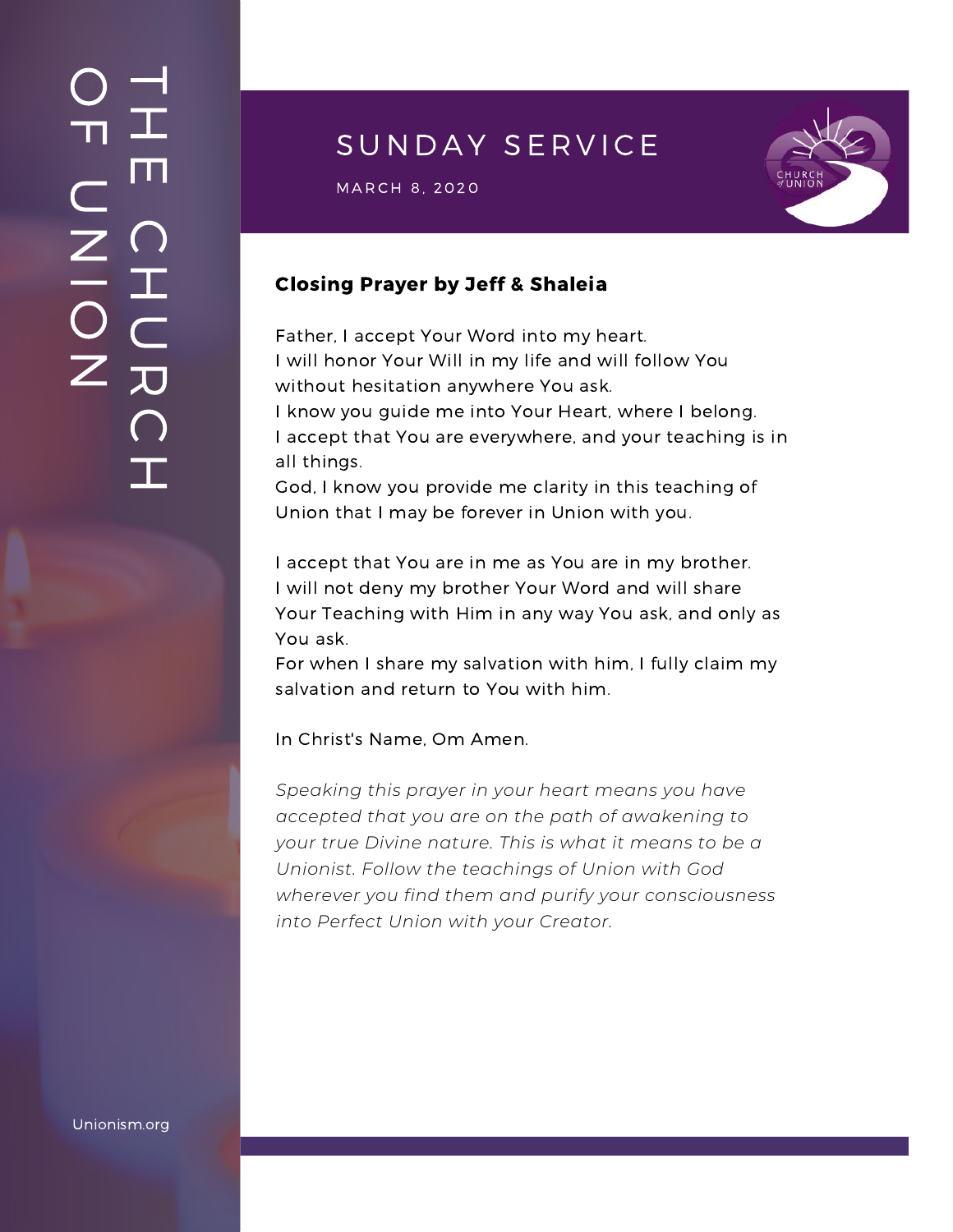# SUNDAY SERVICE

MARCH 8, 2020

**Closing Prayer by Jeff & Shaleia**

Father, I accept Your Word into my heart.
I will honor Your Will in my life and will follow You without hesitation anywhere You ask.
I know you guide me into Your Heart, where I belong.
I accept that You are everywhere, and your teaching is in all things.
God, I know you provide me clarity in this teaching of Union that I may be forever in Union with you.

I accept that You are in me as You are in my brother.
I will not deny my brother Your Word and will share Your Teaching with Him in any way You ask, and only as You ask.
For when I share my salvation with him, I fully claim my salvation and return to You with him.

In Christ's Name, Om Amen.

*Speaking this prayer in your heart means you have accepted that you are on the path of awakening to your true Divine nature. This is what it means to be a Unionist. Follow the teachings of Union with God wherever you find them and purify your consciousness into Perfect Union with your Creator.*